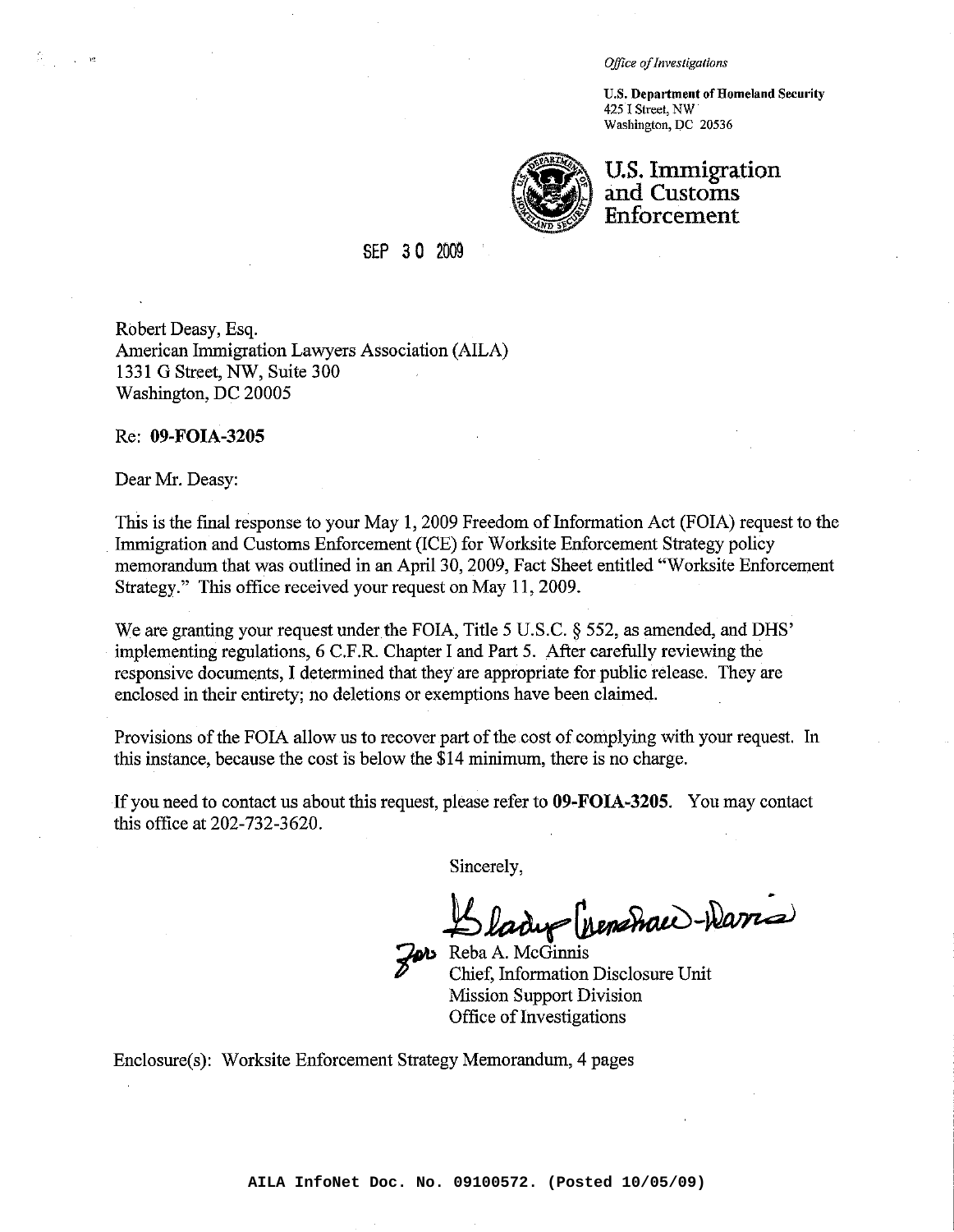*Office of Investigations*

**U.S. Department of Homeland Security**
425 I Street, NW
Washington, DC 20536

**U.S. Immigration and Customs Enforcement**

SEP 30 2009

Robert Deasy, Esq.
American Immigration Lawyers Association (AILA)
1331 G Street, NW, Suite 300
Washington, DC 20005

Re: **09-FOIA-3205**

Dear Mr. Deasy:

This is the final response to your May 1, 2009 Freedom of Information Act (FOIA) request to the Immigration and Customs Enforcement (ICE) for Worksite Enforcement Strategy policy memorandum that was outlined in an April 30, 2009, Fact Sheet entitled "Worksite Enforcement Strategy." This office received your request on May 11, 2009.

We are granting your request under the FOIA, Title 5 U.S.C. § 552, as amended, and DHS' implementing regulations, 6 C.F.R. Chapter I and Part 5. After carefully reviewing the responsive documents, I determined that they are appropriate for public release. They are enclosed in their entirety; no deletions or exemptions have been claimed.

Provisions of the FOIA allow us to recover part of the cost of complying with your request. In this instance, because the cost is below the $14 minimum, there is no charge.

If you need to contact us about this request, please refer to **09-FOIA-3205**. You may contact this office at 202-732-3620.

Sincerely,

Gladys Crenshaw-Davis

for Reba A. McGinnis
Chief, Information Disclosure Unit
Mission Support Division
Office of Investigations

Enclosure(s): Worksite Enforcement Strategy Memorandum, 4 pages

AILA InfoNet Doc. No. 09100572. (Posted 10/05/09)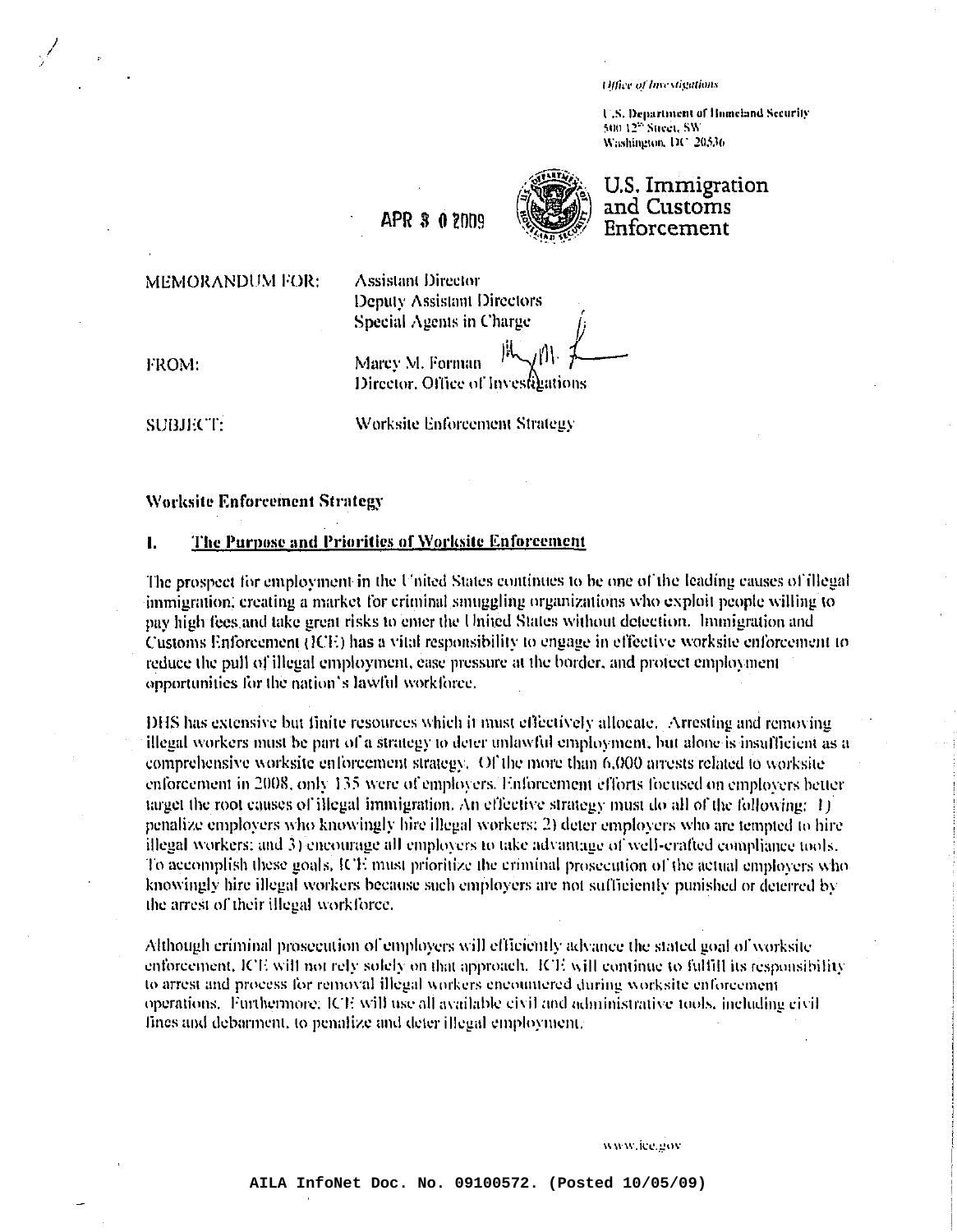*Office of Investigations*

U.S. Department of Homeland Security
500 12th Street, SW
Washington, DC 20536

U.S. Immigration and Customs Enforcement

APR 30 2009

MEMORANDUM FOR: Assistant Director
Deputy Assistant Directors
Special Agents in Charge

FROM: Marcy M. Forman
Director, Office of Investigations

SUBJECT: Worksite Enforcement Strategy

**Worksite Enforcement Strategy**

## I. The Purpose and Priorities of Worksite Enforcement

The prospect for employment in the United States continues to be one of the leading causes of illegal immigration; creating a market for criminal smuggling organizations who exploit people willing to pay high fees and take great risks to enter the United States without detection. Immigration and Customs Enforcement (ICE) has a vital responsibility to engage in effective worksite enforcement to reduce the pull of illegal employment, ease pressure at the border, and protect employment opportunities for the nation's lawful workforce.

DHS has extensive but finite resources which it must effectively allocate. Arresting and removing illegal workers must be part of a strategy to deter unlawful employment, but alone is insufficient as a comprehensive worksite enforcement strategy. Of the more than 6,000 arrests related to worksite enforcement in 2008, only 135 were of employers. Enforcement efforts focused on employers better target the root causes of illegal immigration. An effective strategy must do all of the following: 1) penalize employers who knowingly hire illegal workers; 2) deter employers who are tempted to hire illegal workers; and 3) encourage all employers to take advantage of well-crafted compliance tools. To accomplish these goals, ICE must prioritize the criminal prosecution of the actual employers who knowingly hire illegal workers because such employers are not sufficiently punished or deterred by the arrest of their illegal workforce.

Although criminal prosecution of employers will efficiently advance the stated goal of worksite enforcement, ICE will not rely solely on that approach. ICE will continue to fulfill its responsibility to arrest and process for removal illegal workers encountered during worksite enforcement operations. Furthermore, ICE will use all available civil and administrative tools, including civil fines and debarment, to penalize and deter illegal employment.

www.ice.gov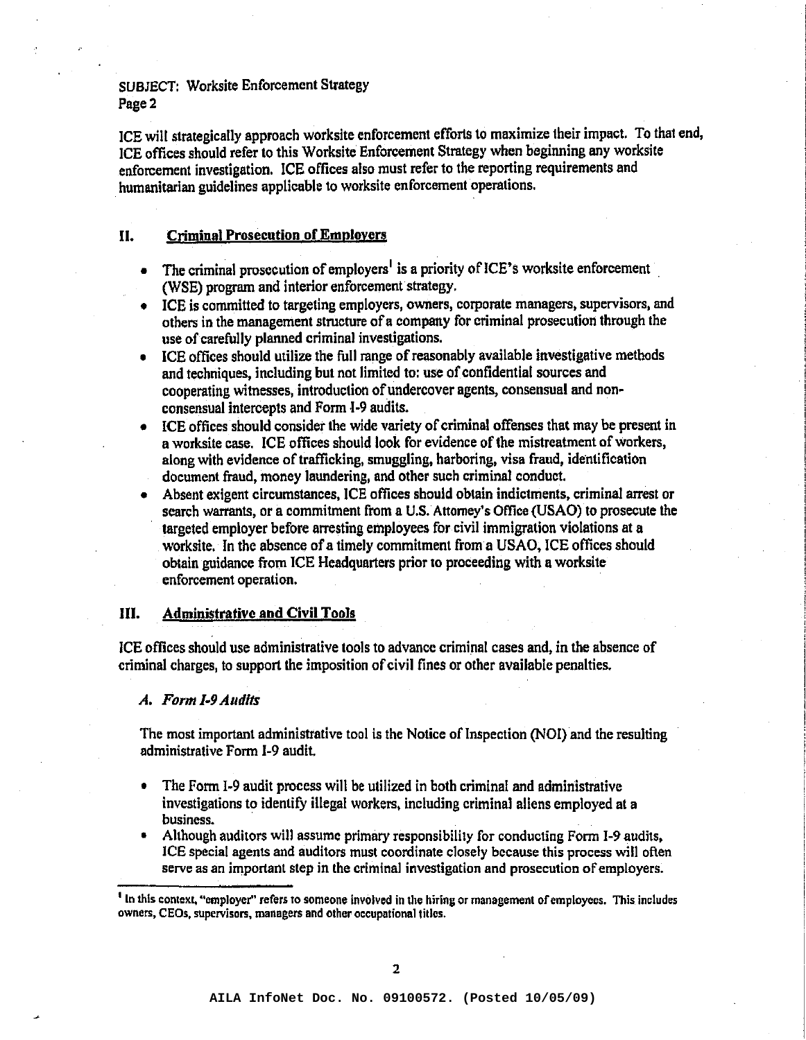ICE will strategically approach worksite enforcement efforts to maximize their impact. To that end, ICE offices should refer to this Worksite Enforcement Strategy when beginning any worksite enforcement investigation. ICE offices also must refer to the reporting requirements and humanitarian guidelines applicable to worksite enforcement operations.

## II. Criminal Prosecution of Employers

- The criminal prosecution of employers[1] is a priority of ICE's worksite enforcement (WSE) program and interior enforcement strategy.
- ICE is committed to targeting employers, owners, corporate managers, supervisors, and others in the management structure of a company for criminal prosecution through the use of carefully planned criminal investigations.
- ICE offices should utilize the full range of reasonably available investigative methods and techniques, including but not limited to: use of confidential sources and cooperating witnesses, introduction of undercover agents, consensual and non-consensual intercepts and Form I-9 audits.
- ICE offices should consider the wide variety of criminal offenses that may be present in a worksite case. ICE offices should look for evidence of the mistreatment of workers, along with evidence of trafficking, smuggling, harboring, visa fraud, identification document fraud, money laundering, and other such criminal conduct.
- Absent exigent circumstances, ICE offices should obtain indictments, criminal arrest or search warrants, or a commitment from a U.S. Attorney's Office (USAO) to prosecute the targeted employer before arresting employees for civil immigration violations at a worksite. In the absence of a timely commitment from a USAO, ICE offices should obtain guidance from ICE Headquarters prior to proceeding with a worksite enforcement operation.

## III. Administrative and Civil Tools

ICE offices should use administrative tools to advance criminal cases and, in the absence of criminal charges, to support the imposition of civil fines or other available penalties.

### *A. Form I-9 Audits*

The most important administrative tool is the Notice of Inspection (NOI) and the resulting administrative Form I-9 audit.

- The Form I-9 audit process will be utilized in both criminal and administrative investigations to identify illegal workers, including criminal aliens employed at a business.
- Although auditors will assume primary responsibility for conducting Form I-9 audits, ICE special agents and auditors must coordinate closely because this process will often serve as an important step in the criminal investigation and prosecution of employers.

---

[1] In this context, "employer" refers to someone involved in the hiring or management of employees. This includes owners, CEOs, supervisors, managers and other occupational titles.

AILA InfoNet Doc. No. 09100572. (Posted 10/05/09)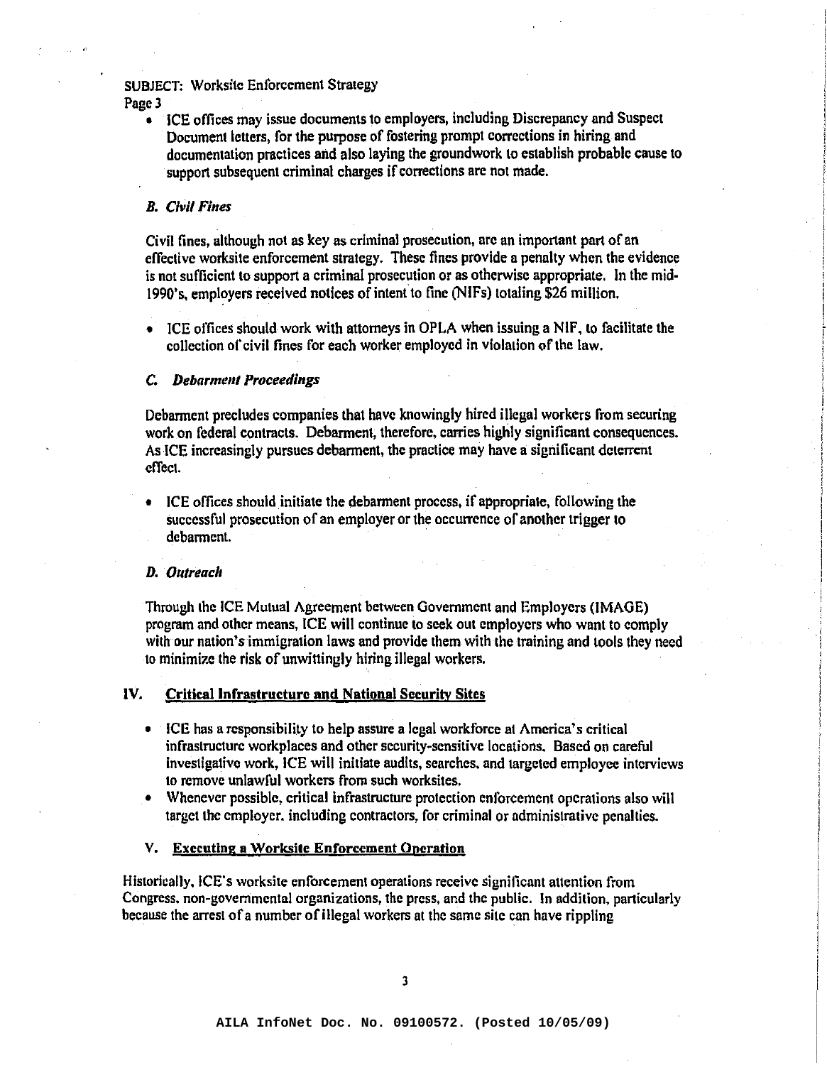- ICE offices may issue documents to employers, including Discrepancy and Suspect Document letters, for the purpose of fostering prompt corrections in hiring and documentation practices and also laying the groundwork to establish probable cause to support subsequent criminal charges if corrections are not made.

### *B. Civil Fines*

Civil fines, although not as key as criminal prosecution, are an important part of an effective worksite enforcement strategy. These fines provide a penalty when the evidence is not sufficient to support a criminal prosecution or as otherwise appropriate. In the mid-1990's, employers received notices of intent to fine (NIFs) totaling $26 million.

- ICE offices should work with attorneys in OPLA when issuing a NIF, to facilitate the collection of civil fines for each worker employed in violation of the law.

### *C. Debarment Proceedings*

Debarment precludes companies that have knowingly hired illegal workers from securing work on federal contracts. Debarment, therefore, carries highly significant consequences. As ICE increasingly pursues debarment, the practice may have a significant deterrent effect.

- ICE offices should initiate the debarment process, if appropriate, following the successful prosecution of an employer or the occurrence of another trigger to debarment.

### *D. Outreach*

Through the ICE Mutual Agreement between Government and Employers (IMAGE) program and other means, ICE will continue to seek out employers who want to comply with our nation's immigration laws and provide them with the training and tools they need to minimize the risk of unwittingly hiring illegal workers.

## IV. Critical Infrastructure and National Security Sites

- ICE has a responsibility to help assure a legal workforce at America's critical infrastructure workplaces and other security-sensitive locations. Based on careful investigative work, ICE will initiate audits, searches, and targeted employee interviews to remove unlawful workers from such worksites.
- Whenever possible, critical infrastructure protection enforcement operations also will target the employer, including contractors, for criminal or administrative penalties.

## V. Executing a Worksite Enforcement Operation

Historically, ICE's worksite enforcement operations receive significant attention from Congress, non-governmental organizations, the press, and the public. In addition, particularly because the arrest of a number of illegal workers at the same site can have rippling

AILA InfoNet Doc. No. 09100572. (Posted 10/05/09)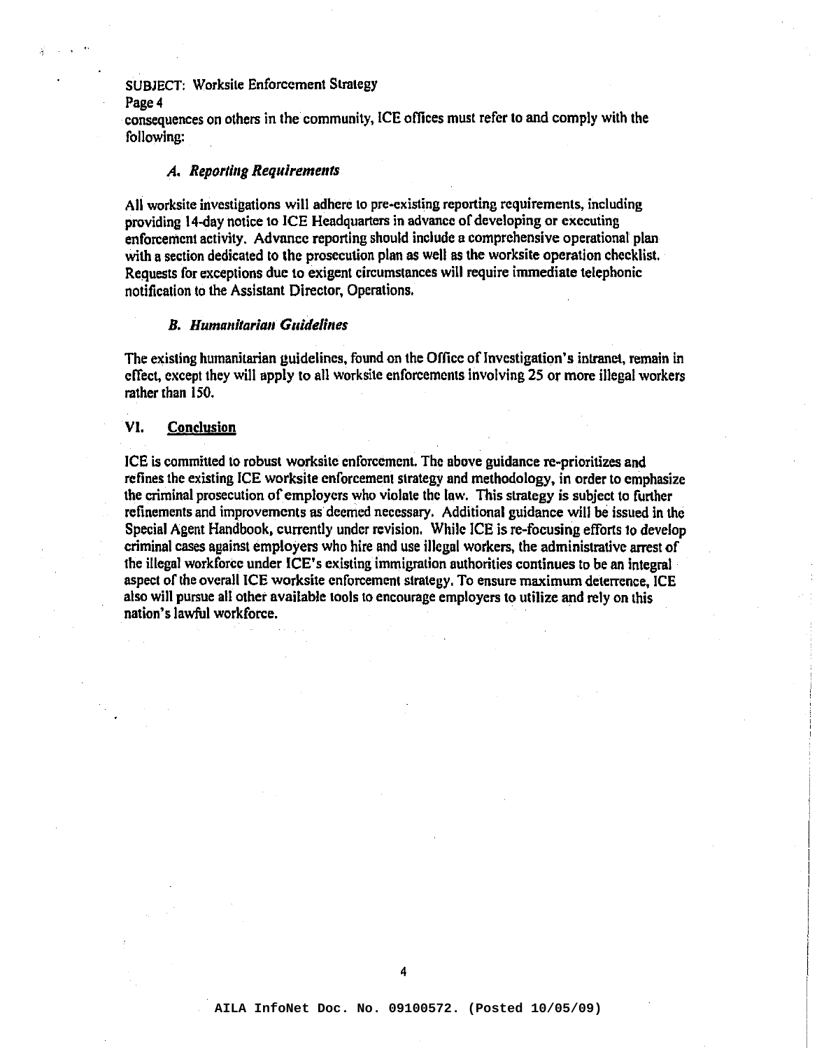consequences on others in the community, ICE offices must refer to and comply with the following:

### *A. Reporting Requirements*

All worksite investigations will adhere to pre-existing reporting requirements, including providing 14-day notice to ICE Headquarters in advance of developing or executing enforcement activity. Advance reporting should include a comprehensive operational plan with a section dedicated to the prosecution plan as well as the worksite operation checklist. Requests for exceptions due to exigent circumstances will require immediate telephonic notification to the Assistant Director, Operations.

### *B. Humanitarian Guidelines*

The existing humanitarian guidelines, found on the Office of Investigation's intranet, remain in effect, except they will apply to all worksite enforcements involving 25 or more illegal workers rather than 150.

## VI. Conclusion

ICE is committed to robust worksite enforcement. The above guidance re-prioritizes and refines the existing ICE worksite enforcement strategy and methodology, in order to emphasize the criminal prosecution of employers who violate the law. This strategy is subject to further refinements and improvements as deemed necessary. Additional guidance will be issued in the Special Agent Handbook, currently under revision. While ICE is re-focusing efforts to develop criminal cases against employers who hire and use illegal workers, the administrative arrest of the illegal workforce under ICE's existing immigration authorities continues to be an integral aspect of the overall ICE worksite enforcement strategy. To ensure maximum deterrence, ICE also will pursue all other available tools to encourage employers to utilize and rely on this nation's lawful workforce.